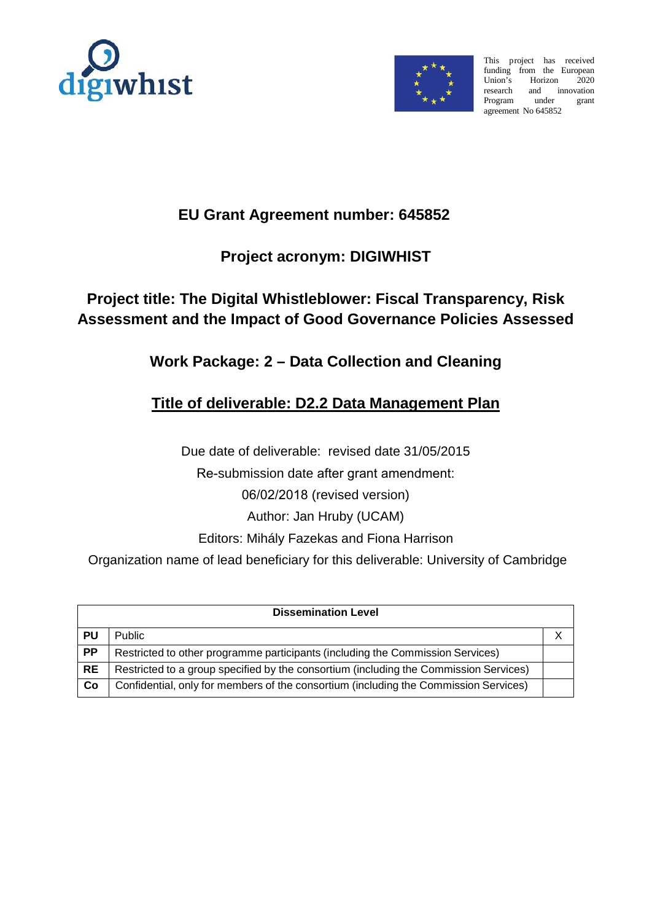digiwhist

This project has received funding from the European Union's Horizon 2020 research and innovation Program under grant agreement No 645852

**EU Grant Agreement number: 645852**

**Project acronym: DIGIWHIST**

**Project title: The Digital Whistleblower: Fiscal Transparency, Risk Assessment and the Impact of Good Governance Policies Assessed**

**Work Package: 2 – Data Collection and Cleaning**

# Title of deliverable: D2.2 Data Management Plan

Due date of deliverable: revised date 31/05/2015

Re-submission date after grant amendment:

06/02/2018 (revised version)

Author: Jan Hruby (UCAM)

Editors: Mihály Fazekas and Fiona Harrison

Organization name of lead beneficiary for this deliverable: University of Cambridge

| Dissemination Level | | |
|---|---|---|
| PU | Public | X |
| PP | Restricted to other programme participants (including the Commission Services) | |
| RE | Restricted to a group specified by the consortium (including the Commission Services) | |
| Co | Confidential, only for members of the consortium (including the Commission Services) | |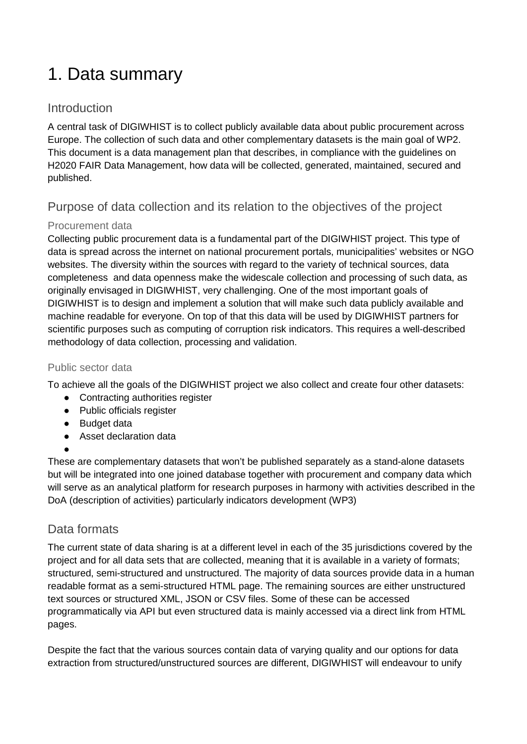# 1. Data summary

## Introduction

A central task of DIGIWHIST is to collect publicly available data about public procurement across Europe. The collection of such data and other complementary datasets is the main goal of WP2. This document is a data management plan that describes, in compliance with the guidelines on H2020 FAIR Data Management, how data will be collected, generated, maintained, secured and published.

## Purpose of data collection and its relation to the objectives of the project

### Procurement data

Collecting public procurement data is a fundamental part of the DIGIWHIST project. This type of data is spread across the internet on national procurement portals, municipalities' websites or NGO websites. The diversity within the sources with regard to the variety of technical sources, data completeness and data openness make the widescale collection and processing of such data, as originally envisaged in DIGIWHIST, very challenging. One of the most important goals of DIGIWHIST is to design and implement a solution that will make such data publicly available and machine readable for everyone. On top of that this data will be used by DIGIWHIST partners for scientific purposes such as computing of corruption risk indicators. This requires a well-described methodology of data collection, processing and validation.

### Public sector data

To achieve all the goals of the DIGIWHIST project we also collect and create four other datasets:

- Contracting authorities register
- Public officials register
- Budget data
- Asset declaration data
-

These are complementary datasets that won't be published separately as a stand-alone datasets but will be integrated into one joined database together with procurement and company data which will serve as an analytical platform for research purposes in harmony with activities described in the DoA (description of activities) particularly indicators development (WP3)

## Data formats

The current state of data sharing is at a different level in each of the 35 jurisdictions covered by the project and for all data sets that are collected, meaning that it is available in a variety of formats; structured, semi-structured and unstructured. The majority of data sources provide data in a human readable format as a semi-structured HTML page. The remaining sources are either unstructured text sources or structured XML, JSON or CSV files. Some of these can be accessed programmatically via API but even structured data is mainly accessed via a direct link from HTML pages.

Despite the fact that the various sources contain data of varying quality and our options for data extraction from structured/unstructured sources are different, DIGIWHIST will endeavour to unify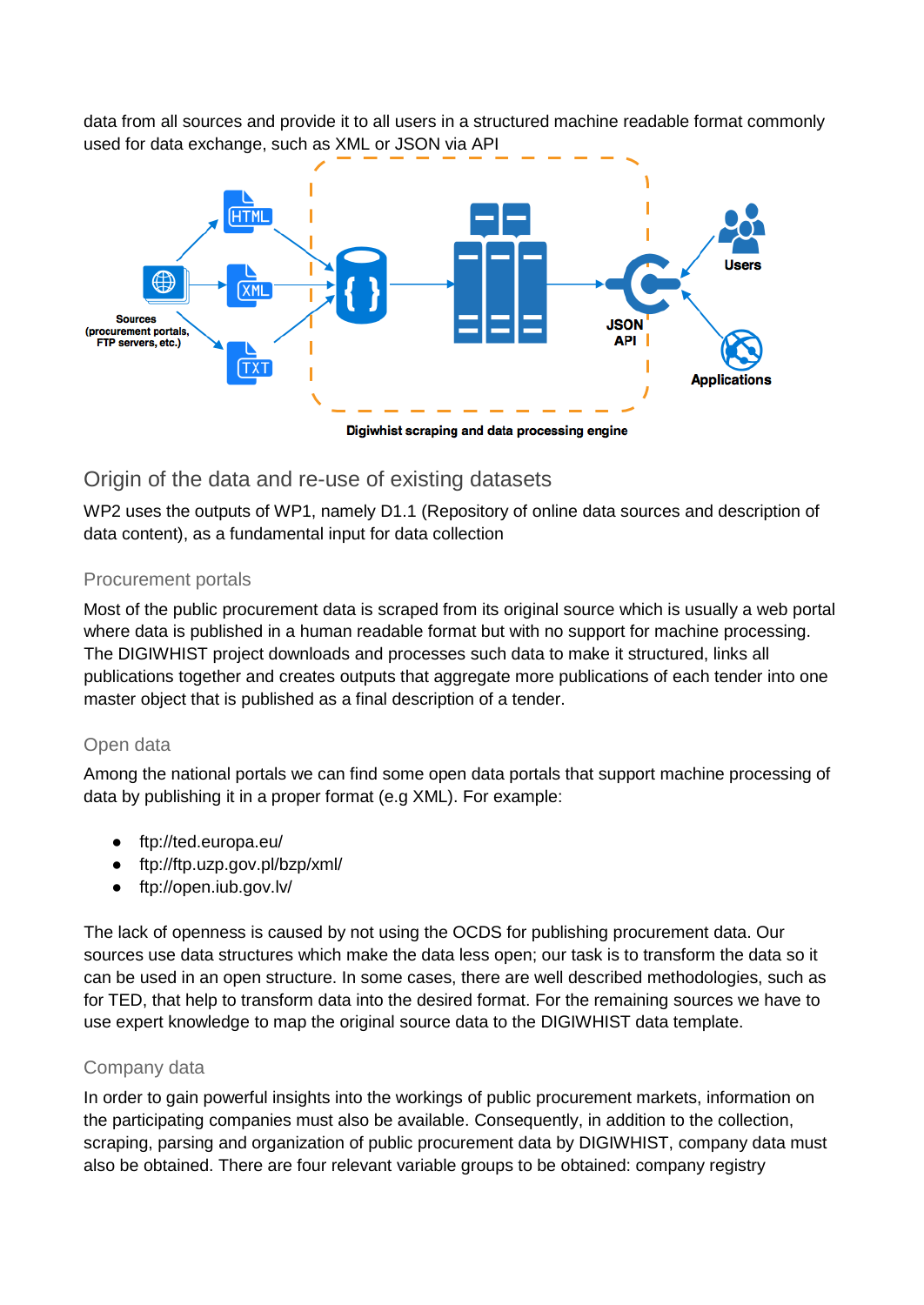data from all sources and provide it to all users in a structured machine readable format commonly used for data exchange, such as XML or JSON via API

Digiwhist scraping and data processing engine

## Origin of the data and re-use of existing datasets

WP2 uses the outputs of WP1, namely D1.1 (Repository of online data sources and description of data content), as a fundamental input for data collection

### Procurement portals

Most of the public procurement data is scraped from its original source which is usually a web portal where data is published in a human readable format but with no support for machine processing. The DIGIWHIST project downloads and processes such data to make it structured, links all publications together and creates outputs that aggregate more publications of each tender into one master object that is published as a final description of a tender.

### Open data

Among the national portals we can find some open data portals that support machine processing of data by publishing it in a proper format (e.g XML). For example:

- ftp://ted.europa.eu/
- ftp://ftp.uzp.gov.pl/bzp/xml/
- ftp://open.iub.gov.lv/

The lack of openness is caused by not using the OCDS for publishing procurement data. Our sources use data structures which make the data less open; our task is to transform the data so it can be used in an open structure. In some cases, there are well described methodologies, such as for TED, that help to transform data into the desired format. For the remaining sources we have to use expert knowledge to map the original source data to the DIGIWHIST data template.

### Company data

In order to gain powerful insights into the workings of public procurement markets, information on the participating companies must also be available. Consequently, in addition to the collection, scraping, parsing and organization of public procurement data by DIGIWHIST, company data must also be obtained. There are four relevant variable groups to be obtained: company registry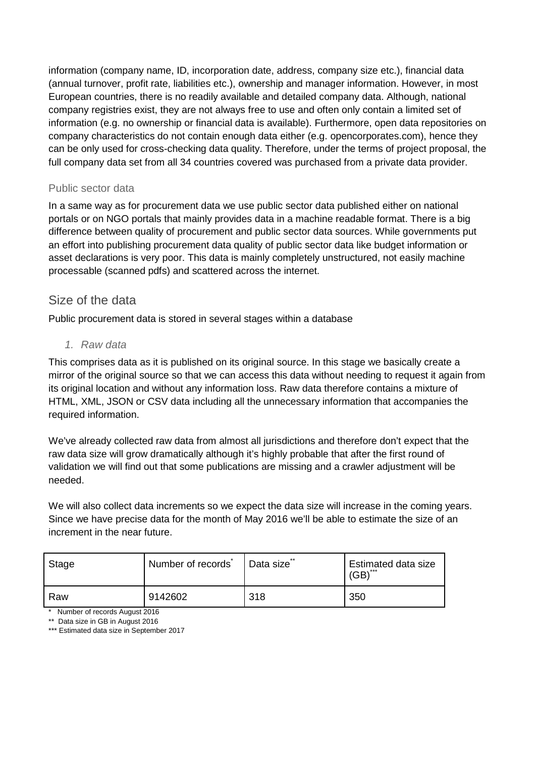information (company name, ID, incorporation date, address, company size etc.), financial data (annual turnover, profit rate, liabilities etc.), ownership and manager information. However, in most European countries, there is no readily available and detailed company data. Although, national company registries exist, they are not always free to use and often only contain a limited set of information (e.g. no ownership or financial data is available). Furthermore, open data repositories on company characteristics do not contain enough data either (e.g. opencorporates.com), hence they can be only used for cross-checking data quality. Therefore, under the terms of project proposal, the full company data set from all 34 countries covered was purchased from a private data provider.

### Public sector data

In a same way as for procurement data we use public sector data published either on national portals or on NGO portals that mainly provides data in a machine readable format. There is a big difference between quality of procurement and public sector data sources. While governments put an effort into publishing procurement data quality of public sector data like budget information or asset declarations is very poor. This data is mainly completely unstructured, not easily machine processable (scanned pdfs) and scattered across the internet.

## Size of the data

Public procurement data is stored in several stages within a database

1. *Raw data*

This comprises data as it is published on its original source. In this stage we basically create a mirror of the original source so that we can access this data without needing to request it again from its original location and without any information loss. Raw data therefore contains a mixture of HTML, XML, JSON or CSV data including all the unnecessary information that accompanies the required information.

We've already collected raw data from almost all jurisdictions and therefore don't expect that the raw data size will grow dramatically although it's highly probable that after the first round of validation we will find out that some publications are missing and a crawler adjustment will be needed.

We will also collect data increments so we expect the data size will increase in the coming years. Since we have precise data for the month of May 2016 we'll be able to estimate the size of an increment in the near future.

| Stage | Number of records* | Data size** | Estimated data size (GB)*** |
|---|---|---|---|
| Raw | 9142602 | 318 | 350 |

\* Number of records August 2016

\*\* Data size in GB in August 2016

\*\*\* Estimated data size in September 2017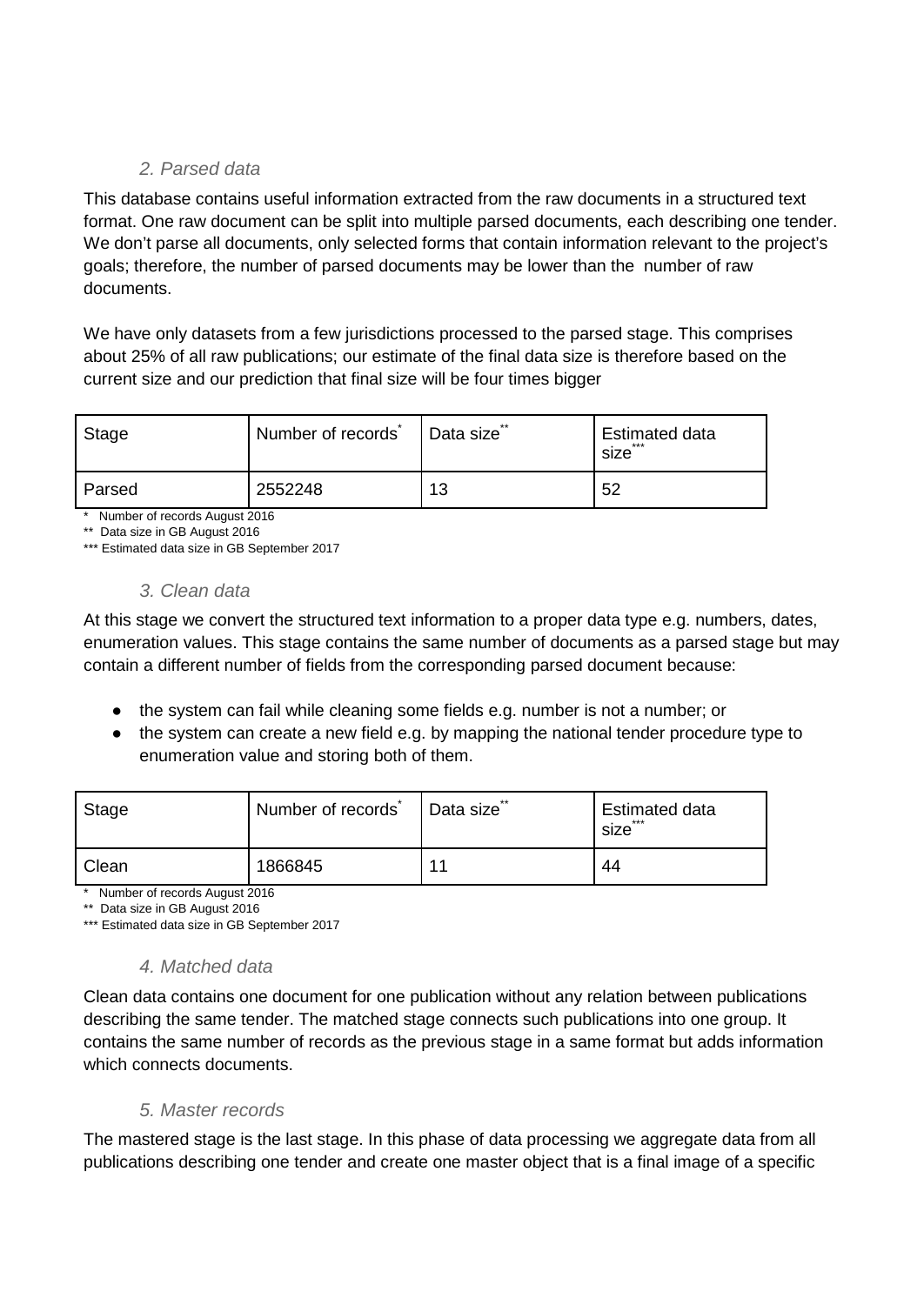### 2. Parsed data

This database contains useful information extracted from the raw documents in a structured text format. One raw document can be split into multiple parsed documents, each describing one tender. We don't parse all documents, only selected forms that contain information relevant to the project's goals; therefore, the number of parsed documents may be lower than the number of raw documents.

We have only datasets from a few jurisdictions processed to the parsed stage. This comprises about 25% of all raw publications; our estimate of the final data size is therefore based on the current size and our prediction that final size will be four times bigger

| Stage | Number of records* | Data size** | Estimated data size*** |
|---|---|---|---|
| Parsed | 2552248 | 13 | 52 |

\* Number of records August 2016

** Data size in GB August 2016

*** Estimated data size in GB September 2017

### 3. Clean data

At this stage we convert the structured text information to a proper data type e.g. numbers, dates, enumeration values. This stage contains the same number of documents as a parsed stage but may contain a different number of fields from the corresponding parsed document because:

- the system can fail while cleaning some fields e.g. number is not a number; or
- the system can create a new field e.g. by mapping the national tender procedure type to enumeration value and storing both of them.

| Stage | Number of records* | Data size** | Estimated data size*** |
|---|---|---|---|
| Clean | 1866845 | 11 | 44 |

\* Number of records August 2016

** Data size in GB August 2016

*** Estimated data size in GB September 2017

### 4. Matched data

Clean data contains one document for one publication without any relation between publications describing the same tender. The matched stage connects such publications into one group. It contains the same number of records as the previous stage in a same format but adds information which connects documents.

### 5. Master records

The mastered stage is the last stage. In this phase of data processing we aggregate data from all publications describing one tender and create one master object that is a final image of a specific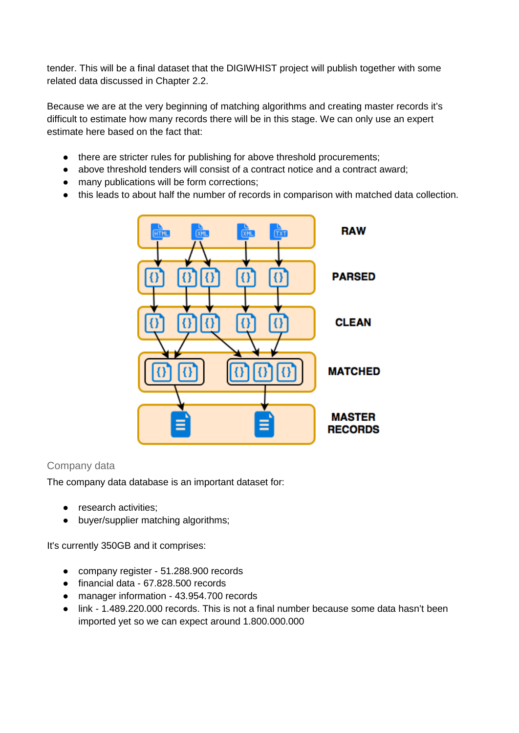tender. This will be a final dataset that the DIGIWHIST project will publish together with some related data discussed in Chapter 2.2.

Because we are at the very beginning of matching algorithms and creating master records it's difficult to estimate how many records there will be in this stage. We can only use an expert estimate here based on the fact that:

- there are stricter rules for publishing for above threshold procurements;
- above threshold tenders will consist of a contract notice and a contract award;
- many publications will be form corrections;
- this leads to about half the number of records in comparison with matched data collection.

### Company data

The company data database is an important dataset for:

- research activities;
- buyer/supplier matching algorithms;

It's currently 350GB and it comprises:

- company register - 51.288.900 records
- financial data - 67.828.500 records
- manager information - 43.954.700 records
- link - 1.489.220.000 records. This is not a final number because some data hasn't been imported yet so we can expect around 1.800.000.000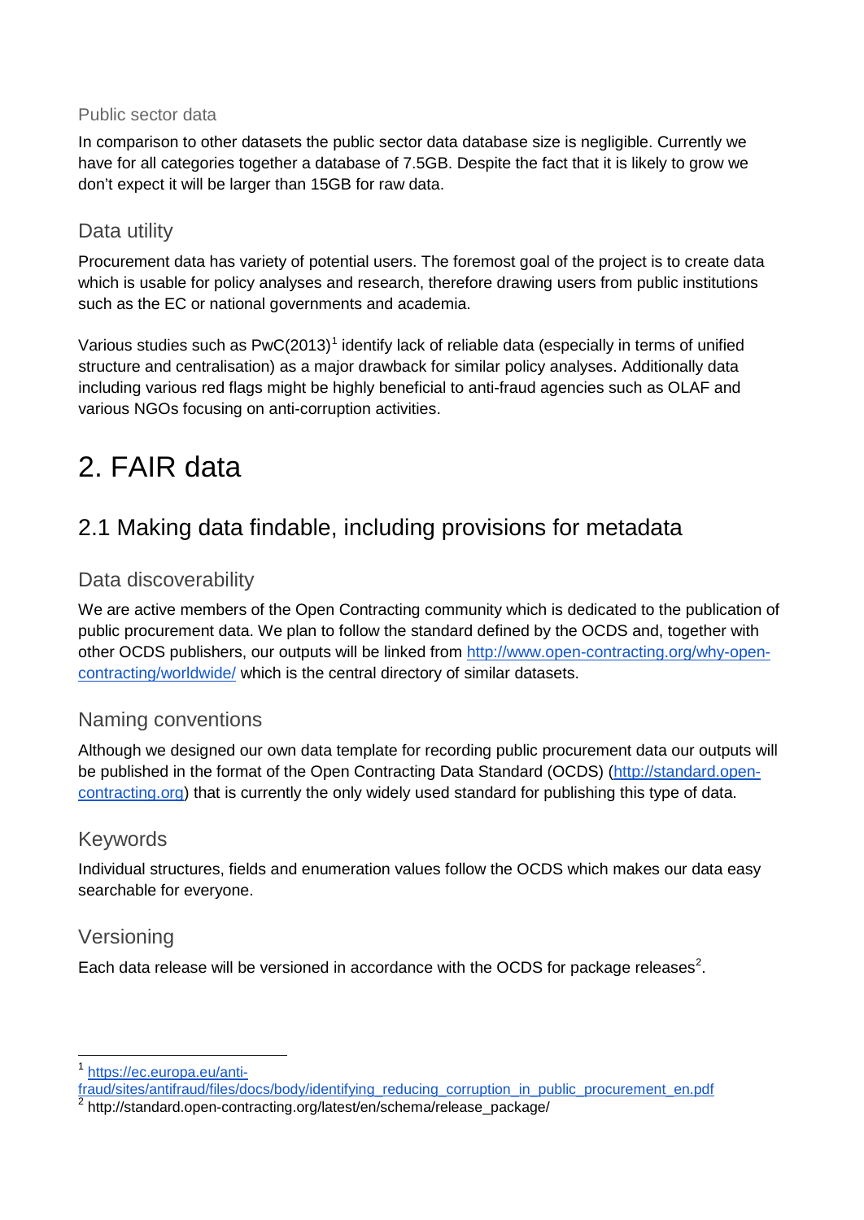### Public sector data

In comparison to other datasets the public sector data database size is negligible. Currently we have for all categories together a database of 7.5GB. Despite the fact that it is likely to grow we don't expect it will be larger than 15GB for raw data.

### Data utility

Procurement data has variety of potential users. The foremost goal of the project is to create data which is usable for policy analyses and research, therefore drawing users from public institutions such as the EC or national governments and academia.

Various studies such as PwC(2013)[1] identify lack of reliable data (especially in terms of unified structure and centralisation) as a major drawback for similar policy analyses. Additionally data including various red flags might be highly beneficial to anti-fraud agencies such as OLAF and various NGOs focusing on anti-corruption activities.

# 2. FAIR data

## 2.1 Making data findable, including provisions for metadata

### Data discoverability

We are active members of the Open Contracting community which is dedicated to the publication of public procurement data. We plan to follow the standard defined by the OCDS and, together with other OCDS publishers, our outputs will be linked from http://www.open-contracting.org/why-open-contracting/worldwide/ which is the central directory of similar datasets.

### Naming conventions

Although we designed our own data template for recording public procurement data our outputs will be published in the format of the Open Contracting Data Standard (OCDS) (http://standard.open-contracting.org) that is currently the only widely used standard for publishing this type of data.

### Keywords

Individual structures, fields and enumeration values follow the OCDS which makes our data easy searchable for everyone.

### Versioning

Each data release will be versioned in accordance with the OCDS for package releases[2].

---

[1] https://ec.europa.eu/anti-fraud/sites/antifraud/files/docs/body/identifying_reducing_corruption_in_public_procurement_en.pdf

[2] http://standard.open-contracting.org/latest/en/schema/release_package/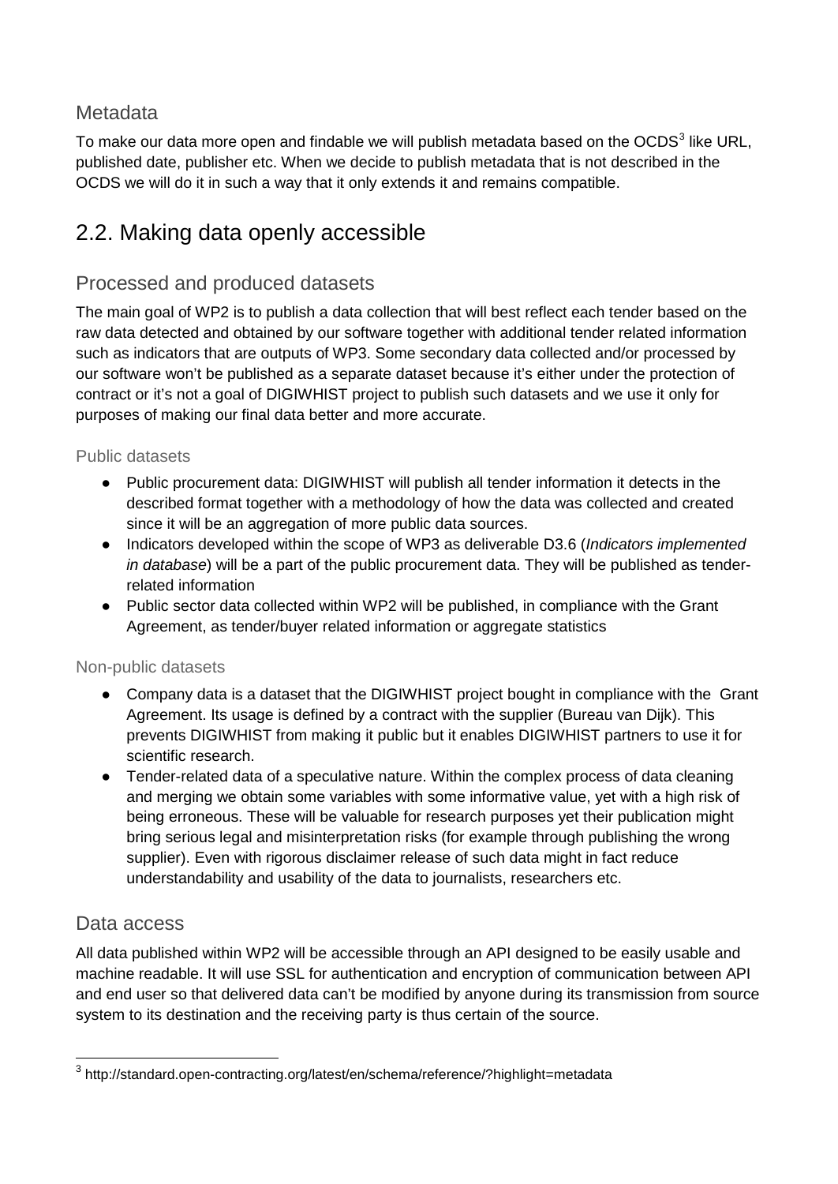### Metadata

To make our data more open and findable we will publish metadata based on the OCDS[3] like URL, published date, publisher etc. When we decide to publish metadata that is not described in the OCDS we will do it in such a way that it only extends it and remains compatible.

## 2.2. Making data openly accessible

### Processed and produced datasets

The main goal of WP2 is to publish a data collection that will best reflect each tender based on the raw data detected and obtained by our software together with additional tender related information such as indicators that are outputs of WP3. Some secondary data collected and/or processed by our software won't be published as a separate dataset because it's either under the protection of contract or it's not a goal of DIGIWHIST project to publish such datasets and we use it only for purposes of making our final data better and more accurate.

#### Public datasets

- Public procurement data: DIGIWHIST will publish all tender information it detects in the described format together with a methodology of how the data was collected and created since it will be an aggregation of more public data sources.
- Indicators developed within the scope of WP3 as deliverable D3.6 (*Indicators implemented in database*) will be a part of the public procurement data. They will be published as tender-related information
- Public sector data collected within WP2 will be published, in compliance with the Grant Agreement, as tender/buyer related information or aggregate statistics

#### Non-public datasets

- Company data is a dataset that the DIGIWHIST project bought in compliance with the Grant Agreement. Its usage is defined by a contract with the supplier (Bureau van Dijk). This prevents DIGIWHIST from making it public but it enables DIGIWHIST partners to use it for scientific research.
- Tender-related data of a speculative nature. Within the complex process of data cleaning and merging we obtain some variables with some informative value, yet with a high risk of being erroneous. These will be valuable for research purposes yet their publication might bring serious legal and misinterpretation risks (for example through publishing the wrong supplier). Even with rigorous disclaimer release of such data might in fact reduce understandability and usability of the data to journalists, researchers etc.

### Data access

All data published within WP2 will be accessible through an API designed to be easily usable and machine readable. It will use SSL for authentication and encryption of communication between API and end user so that delivered data can't be modified by anyone during its transmission from source system to its destination and the receiving party is thus certain of the source.

[3] http://standard.open-contracting.org/latest/en/schema/reference/?highlight=metadata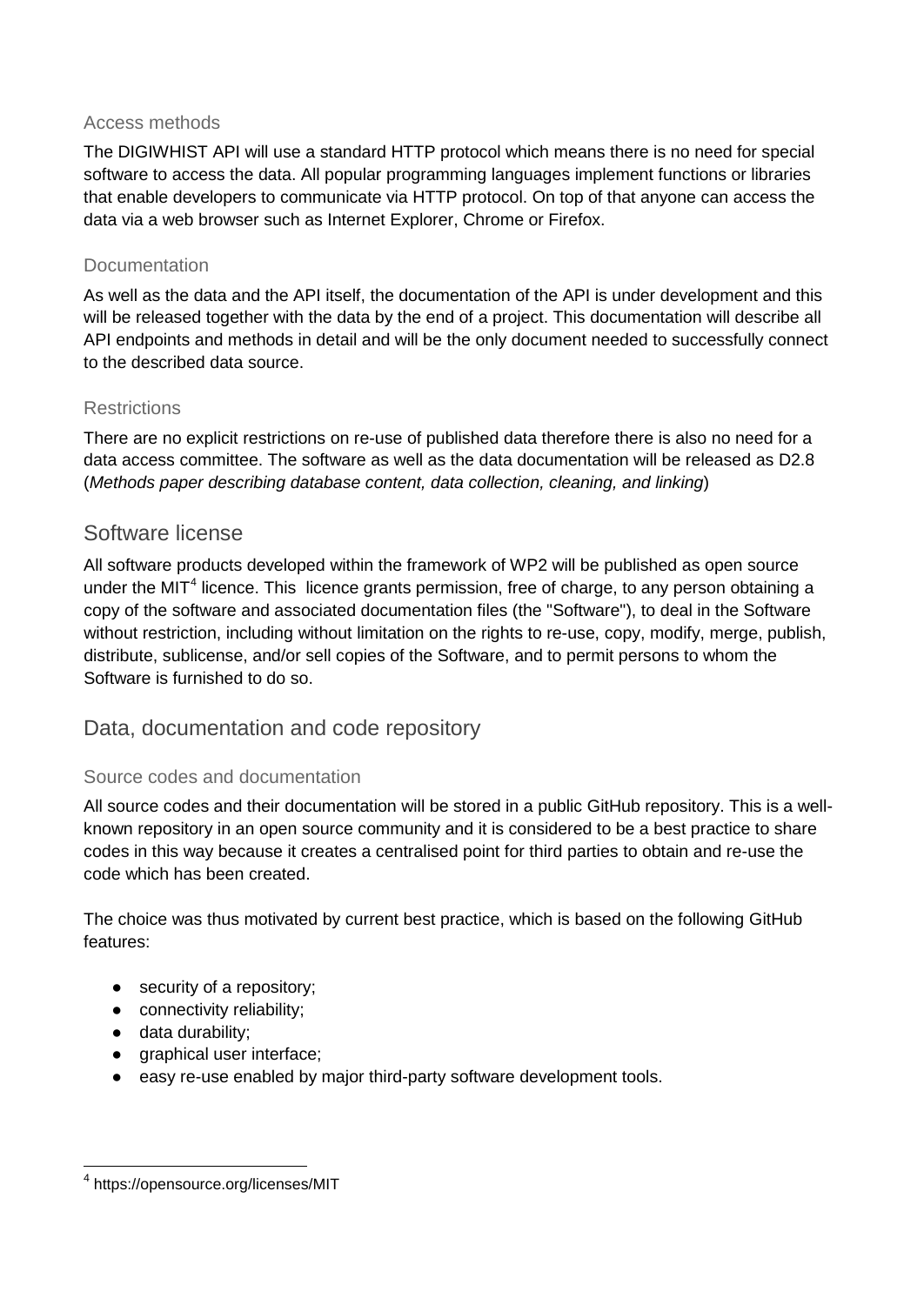### Access methods

The DIGIWHIST API will use a standard HTTP protocol which means there is no need for special software to access the data. All popular programming languages implement functions or libraries that enable developers to communicate via HTTP protocol. On top of that anyone can access the data via a web browser such as Internet Explorer, Chrome or Firefox.

### Documentation

As well as the data and the API itself, the documentation of the API is under development and this will be released together with the data by the end of a project. This documentation will describe all API endpoints and methods in detail and will be the only document needed to successfully connect to the described data source.

### Restrictions

There are no explicit restrictions on re-use of published data therefore there is also no need for a data access committee. The software as well as the data documentation will be released as D2.8 (*Methods paper describing database content, data collection, cleaning, and linking*)

## Software license

All software products developed within the framework of WP2 will be published as open source under the MIT[4] licence. This licence grants permission, free of charge, to any person obtaining a copy of the software and associated documentation files (the "Software"), to deal in the Software without restriction, including without limitation on the rights to re-use, copy, modify, merge, publish, distribute, sublicense, and/or sell copies of the Software, and to permit persons to whom the Software is furnished to do so.

## Data, documentation and code repository

### Source codes and documentation

All source codes and their documentation will be stored in a public GitHub repository. This is a well-known repository in an open source community and it is considered to be a best practice to share codes in this way because it creates a centralised point for third parties to obtain and re-use the code which has been created.

The choice was thus motivated by current best practice, which is based on the following GitHub features:

- security of a repository;
- connectivity reliability;
- data durability;
- graphical user interface;
- easy re-use enabled by major third-party software development tools.

[4] https://opensource.org/licenses/MIT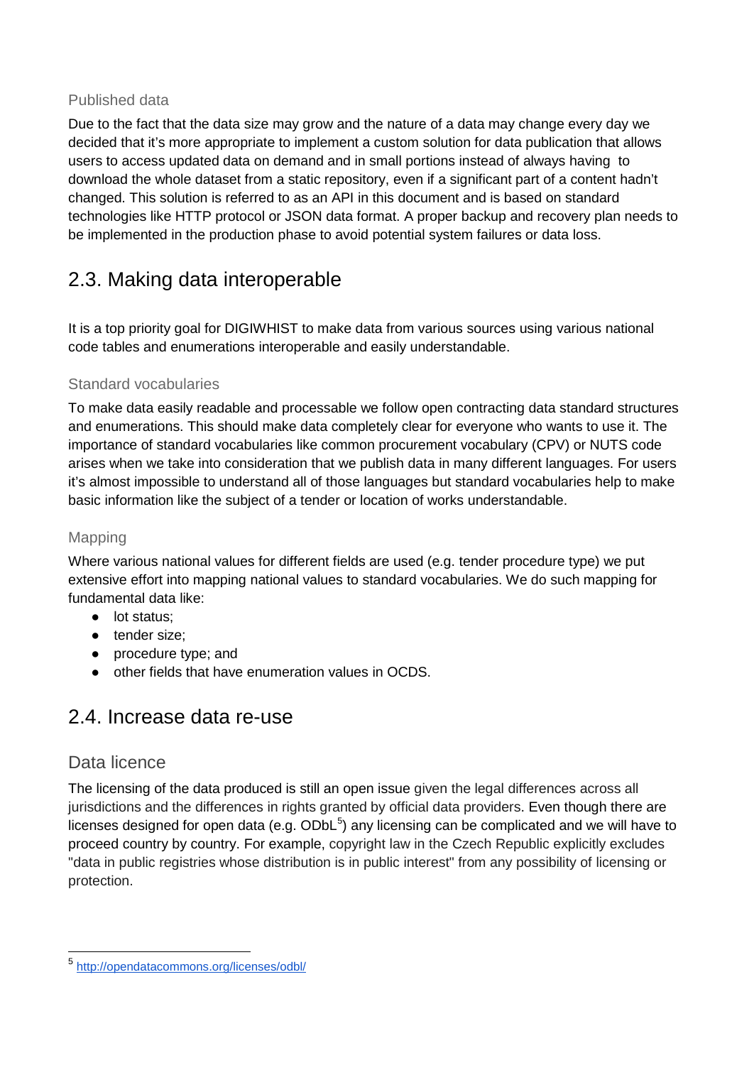### Published data

Due to the fact that the data size may grow and the nature of a data may change every day we decided that it's more appropriate to implement a custom solution for data publication that allows users to access updated data on demand and in small portions instead of always having to download the whole dataset from a static repository, even if a significant part of a content hadn't changed. This solution is referred to as an API in this document and is based on standard technologies like HTTP protocol or JSON data format. A proper backup and recovery plan needs to be implemented in the production phase to avoid potential system failures or data loss.

## 2.3. Making data interoperable

It is a top priority goal for DIGIWHIST to make data from various sources using various national code tables and enumerations interoperable and easily understandable.

### Standard vocabularies

To make data easily readable and processable we follow open contracting data standard structures and enumerations. This should make data completely clear for everyone who wants to use it. The importance of standard vocabularies like common procurement vocabulary (CPV) or NUTS code arises when we take into consideration that we publish data in many different languages. For users it's almost impossible to understand all of those languages but standard vocabularies help to make basic information like the subject of a tender or location of works understandable.

### Mapping

Where various national values for different fields are used (e.g. tender procedure type) we put extensive effort into mapping national values to standard vocabularies. We do such mapping for fundamental data like:

- lot status;
- tender size;
- procedure type; and
- other fields that have enumeration values in OCDS.

## 2.4. Increase data re-use

### Data licence

The licensing of the data produced is still an open issue given the legal differences across all jurisdictions and the differences in rights granted by official data providers. Even though there are licenses designed for open data (e.g. ODbL[5]) any licensing can be complicated and we will have to proceed country by country. For example, copyright law in the Czech Republic explicitly excludes "data in public registries whose distribution is in public interest" from any possibility of licensing or protection.

[5] http://opendatacommons.org/licenses/odbl/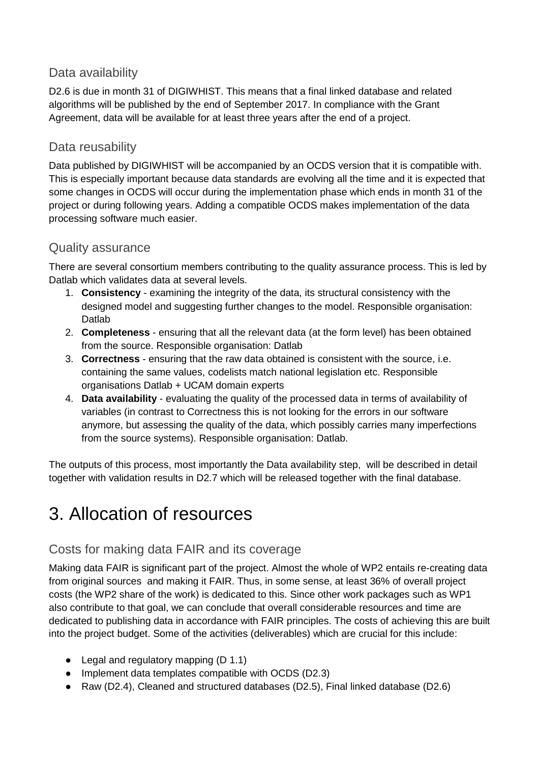### Data availability

D2.6 is due in month 31 of DIGIWHIST. This means that a final linked database and related algorithms will be published by the end of September 2017. In compliance with the Grant Agreement, data will be available for at least three years after the end of a project.

### Data reusability

Data published by DIGIWHIST will be accompanied by an OCDS version that it is compatible with. This is especially important because data standards are evolving all the time and it is expected that some changes in OCDS will occur during the implementation phase which ends in month 31 of the project or during following years. Adding a compatible OCDS makes implementation of the data processing software much easier.

### Quality assurance

There are several consortium members contributing to the quality assurance process. This is led by Datlab which validates data at several levels.

1. **Consistency** - examining the integrity of the data, its structural consistency with the designed model and suggesting further changes to the model. Responsible organisation: Datlab
2. **Completeness** - ensuring that all the relevant data (at the form level) has been obtained from the source. Responsible organisation: Datlab
3. **Correctness** - ensuring that the raw data obtained is consistent with the source, i.e. containing the same values, codelists match national legislation etc. Responsible organisations Datlab + UCAM domain experts
4. **Data availability** - evaluating the quality of the processed data in terms of availability of variables (in contrast to Correctness this is not looking for the errors in our software anymore, but assessing the quality of the data, which possibly carries many imperfections from the source systems). Responsible organisation: Datlab.

The outputs of this process, most importantly the Data availability step, will be described in detail together with validation results in D2.7 which will be released together with the final database.

# 3. Allocation of resources

### Costs for making data FAIR and its coverage

Making data FAIR is significant part of the project. Almost the whole of WP2 entails re-creating data from original sources and making it FAIR. Thus, in some sense, at least 36% of overall project costs (the WP2 share of the work) is dedicated to this. Since other work packages such as WP1 also contribute to that goal, we can conclude that overall considerable resources and time are dedicated to publishing data in accordance with FAIR principles. The costs of achieving this are built into the project budget. Some of the activities (deliverables) which are crucial for this include:

- Legal and regulatory mapping (D 1.1)
- Implement data templates compatible with OCDS (D2.3)
- Raw (D2.4), Cleaned and structured databases (D2.5), Final linked database (D2.6)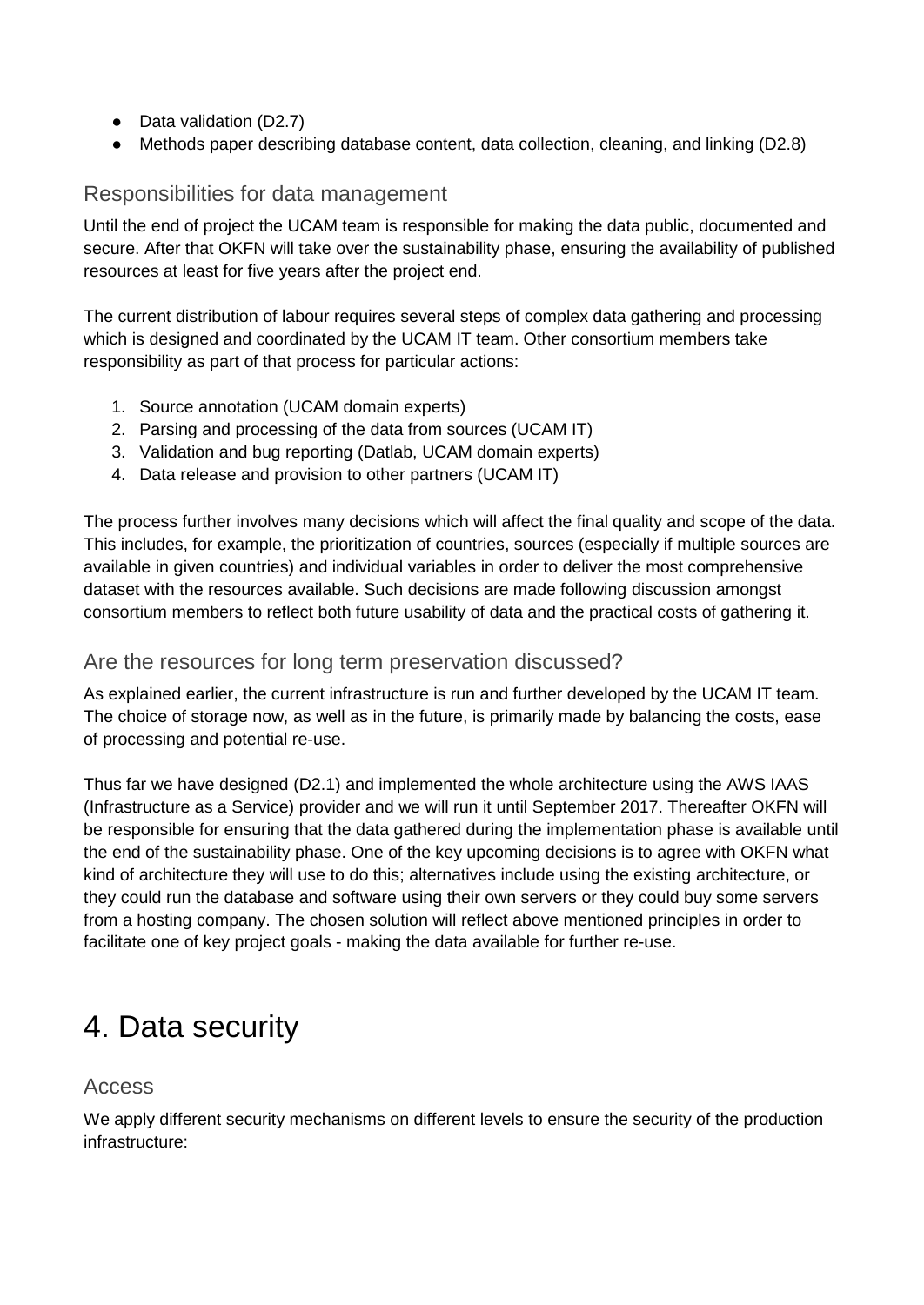- Data validation (D2.7)
- Methods paper describing database content, data collection, cleaning, and linking (D2.8)

### Responsibilities for data management

Until the end of project the UCAM team is responsible for making the data public, documented and secure. After that OKFN will take over the sustainability phase, ensuring the availability of published resources at least for five years after the project end.

The current distribution of labour requires several steps of complex data gathering and processing which is designed and coordinated by the UCAM IT team. Other consortium members take responsibility as part of that process for particular actions:

1. Source annotation (UCAM domain experts)
2. Parsing and processing of the data from sources (UCAM IT)
3. Validation and bug reporting (Datlab, UCAM domain experts)
4. Data release and provision to other partners (UCAM IT)

The process further involves many decisions which will affect the final quality and scope of the data. This includes, for example, the prioritization of countries, sources (especially if multiple sources are available in given countries) and individual variables in order to deliver the most comprehensive dataset with the resources available. Such decisions are made following discussion amongst consortium members to reflect both future usability of data and the practical costs of gathering it.

### Are the resources for long term preservation discussed?

As explained earlier, the current infrastructure is run and further developed by the UCAM IT team. The choice of storage now, as well as in the future, is primarily made by balancing the costs, ease of processing and potential re-use.

Thus far we have designed (D2.1) and implemented the whole architecture using the AWS IAAS (Infrastructure as a Service) provider and we will run it until September 2017. Thereafter OKFN will be responsible for ensuring that the data gathered during the implementation phase is available until the end of the sustainability phase. One of the key upcoming decisions is to agree with OKFN what kind of architecture they will use to do this; alternatives include using the existing architecture, or they could run the database and software using their own servers or they could buy some servers from a hosting company. The chosen solution will reflect above mentioned principles in order to facilitate one of key project goals - making the data available for further re-use.

# 4. Data security

### Access

We apply different security mechanisms on different levels to ensure the security of the production infrastructure: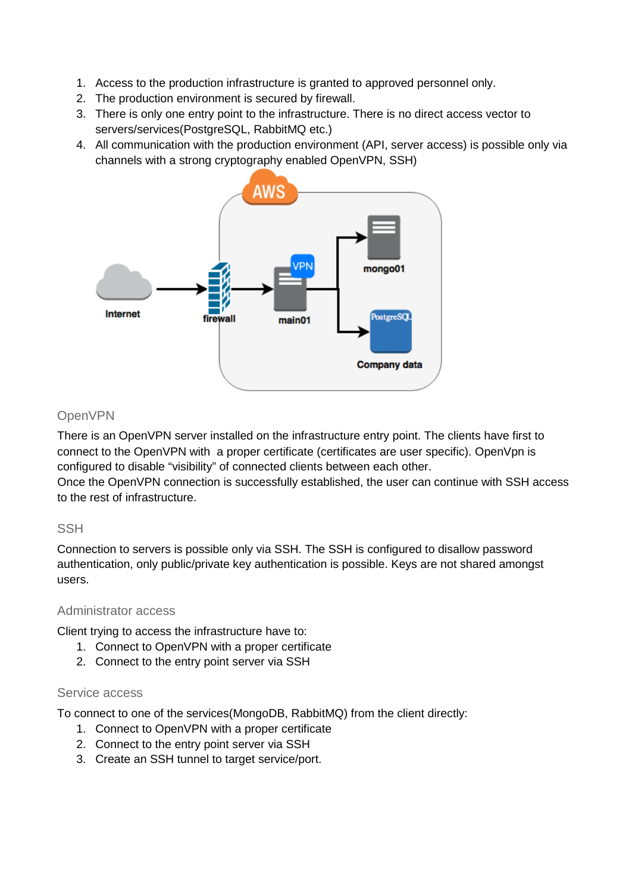1. Access to the production infrastructure is granted to approved personnel only.
2. The production environment is secured by firewall.
3. There is only one entry point to the infrastructure. There is no direct access vector to servers/services(PostgreSQL, RabbitMQ etc.)
4. All communication with the production environment (API, server access) is possible only via channels with a strong cryptography enabled OpenVPN, SSH)

### OpenVPN

There is an OpenVPN server installed on the infrastructure entry point. The clients have first to connect to the OpenVPN with  a proper certificate (certificates are user specific). OpenVpn is configured to disable "visibility" of connected clients between each other.
Once the OpenVPN connection is successfully established, the user can continue with SSH access to the rest of infrastructure.

### SSH

Connection to servers is possible only via SSH. The SSH is configured to disallow password authentication, only public/private key authentication is possible. Keys are not shared amongst users.

### Administrator access

Client trying to access the infrastructure have to:

1. Connect to OpenVPN with a proper certificate
2. Connect to the entry point server via SSH

### Service access

To connect to one of the services(MongoDB, RabbitMQ) from the client directly:

1. Connect to OpenVPN with a proper certificate
2. Connect to the entry point server via SSH
3. Create an SSH tunnel to target service/port.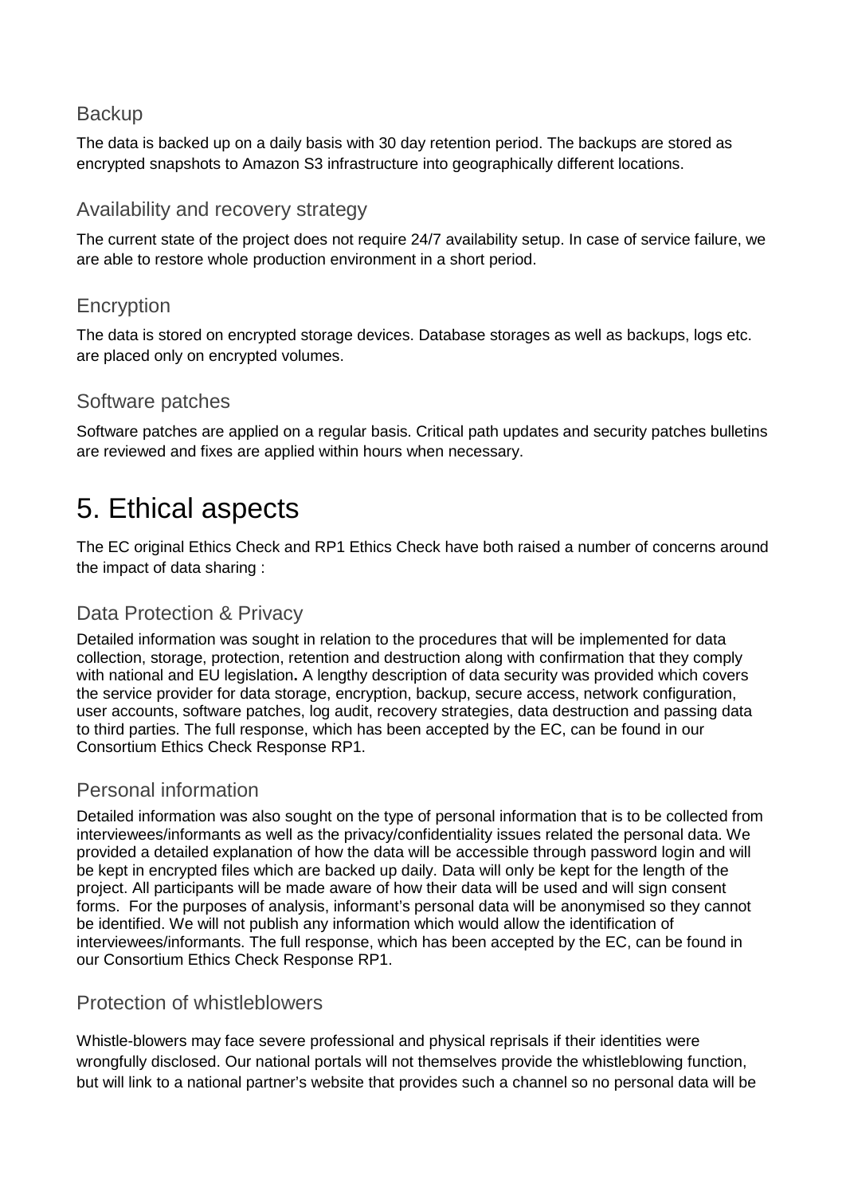### Backup

The data is backed up on a daily basis with 30 day retention period. The backups are stored as encrypted snapshots to Amazon S3 infrastructure into geographically different locations.

### Availability and recovery strategy

The current state of the project does not require 24/7 availability setup. In case of service failure, we are able to restore whole production environment in a short period.

### Encryption

The data is stored on encrypted storage devices. Database storages as well as backups, logs etc. are placed only on encrypted volumes.

### Software patches

Software patches are applied on a regular basis. Critical path updates and security patches bulletins are reviewed and fixes are applied within hours when necessary.

# 5. Ethical aspects

The EC original Ethics Check and RP1 Ethics Check have both raised a number of concerns around the impact of data sharing :

### Data Protection & Privacy

Detailed information was sought in relation to the procedures that will be implemented for data collection, storage, protection, retention and destruction along with confirmation that they comply with national and EU legislation**.** A lengthy description of data security was provided which covers the service provider for data storage, encryption, backup, secure access, network configuration, user accounts, software patches, log audit, recovery strategies, data destruction and passing data to third parties. The full response, which has been accepted by the EC, can be found in our Consortium Ethics Check Response RP1.

### Personal information

Detailed information was also sought on the type of personal information that is to be collected from interviewees/informants as well as the privacy/confidentiality issues related the personal data. We provided a detailed explanation of how the data will be accessible through password login and will be kept in encrypted files which are backed up daily. Data will only be kept for the length of the project. All participants will be made aware of how their data will be used and will sign consent forms. For the purposes of analysis, informant's personal data will be anonymised so they cannot be identified. We will not publish any information which would allow the identification of interviewees/informants. The full response, which has been accepted by the EC, can be found in our Consortium Ethics Check Response RP1.

### Protection of whistleblowers

Whistle-blowers may face severe professional and physical reprisals if their identities were wrongfully disclosed. Our national portals will not themselves provide the whistleblowing function, but will link to a national partner's website that provides such a channel so no personal data will be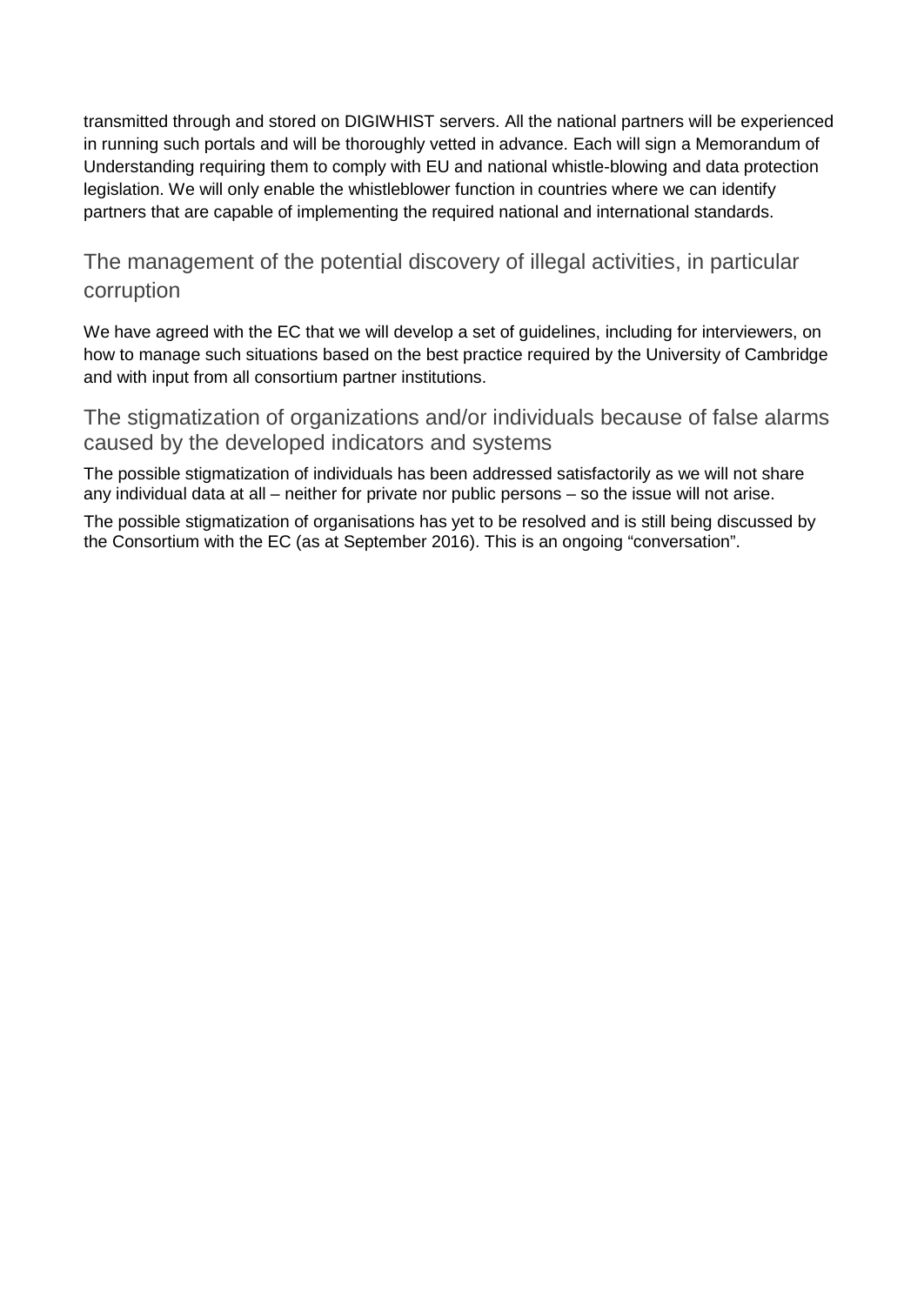transmitted through and stored on DIGIWHIST servers. All the national partners will be experienced in running such portals and will be thoroughly vetted in advance. Each will sign a Memorandum of Understanding requiring them to comply with EU and national whistle-blowing and data protection legislation. We will only enable the whistleblower function in countries where we can identify partners that are capable of implementing the required national and international standards.

## The management of the potential discovery of illegal activities, in particular corruption

We have agreed with the EC that we will develop a set of guidelines, including for interviewers, on how to manage such situations based on the best practice required by the University of Cambridge and with input from all consortium partner institutions.

## The stigmatization of organizations and/or individuals because of false alarms caused by the developed indicators and systems

The possible stigmatization of individuals has been addressed satisfactorily as we will not share any individual data at all – neither for private nor public persons – so the issue will not arise.

The possible stigmatization of organisations has yet to be resolved and is still being discussed by the Consortium with the EC (as at September 2016). This is an ongoing "conversation".